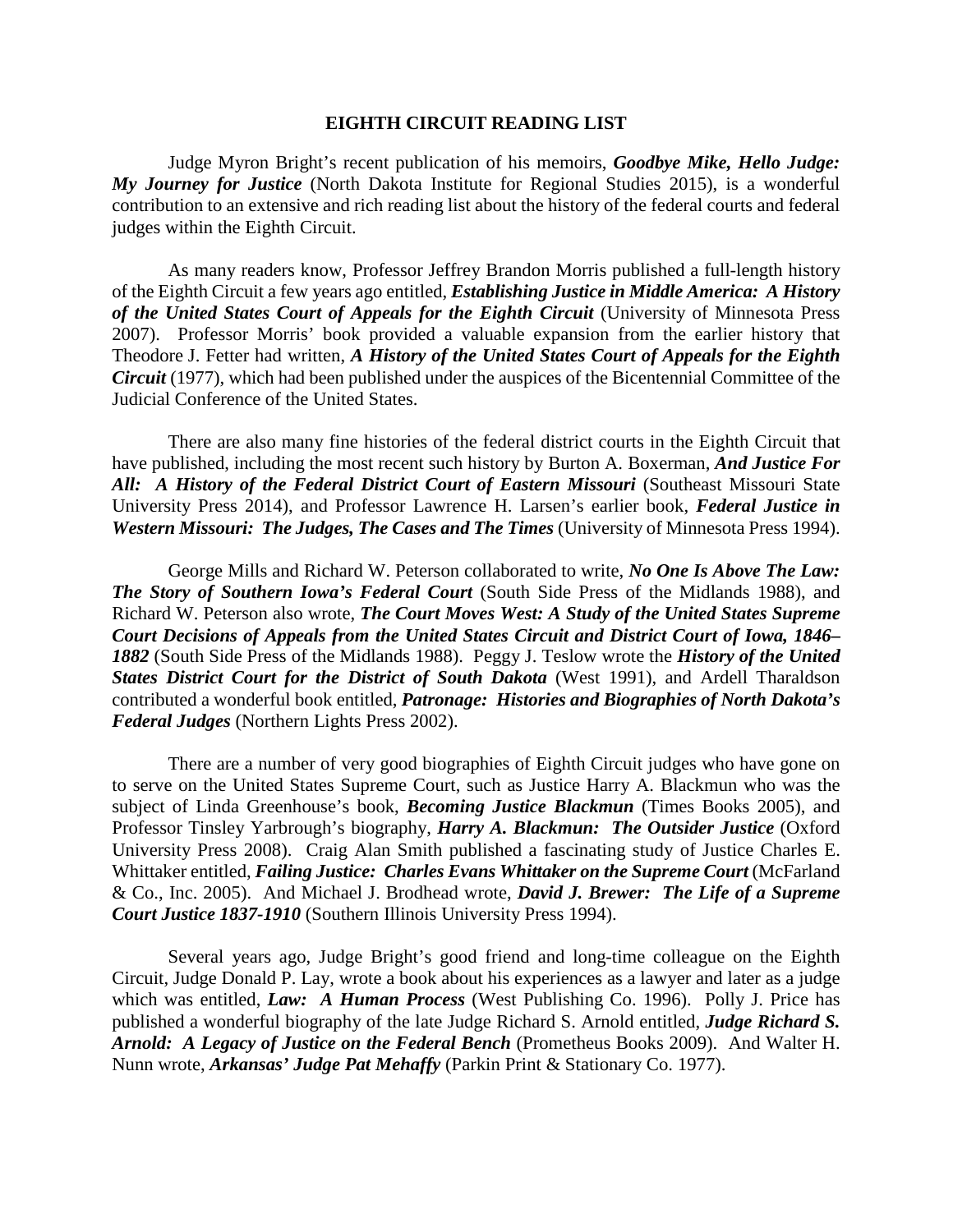# EIGHTH CIRCUIT READING LIST

Judge Myron Bright's recent publication of his memoirs, ***Goodbye Mike, Hello Judge: My Journey for Justice*** (North Dakota Institute for Regional Studies 2015), is a wonderful contribution to an extensive and rich reading list about the history of the federal courts and federal judges within the Eighth Circuit.

As many readers know, Professor Jeffrey Brandon Morris published a full-length history of the Eighth Circuit a few years ago entitled, ***Establishing Justice in Middle America: A History of the United States Court of Appeals for the Eighth Circuit*** (University of Minnesota Press 2007). Professor Morris' book provided a valuable expansion from the earlier history that Theodore J. Fetter had written, ***A History of the United States Court of Appeals for the Eighth Circuit*** (1977), which had been published under the auspices of the Bicentennial Committee of the Judicial Conference of the United States.

There are also many fine histories of the federal district courts in the Eighth Circuit that have published, including the most recent such history by Burton A. Boxerman, ***And Justice For All: A History of the Federal District Court of Eastern Missouri*** (Southeast Missouri State University Press 2014), and Professor Lawrence H. Larsen's earlier book, ***Federal Justice in Western Missouri: The Judges, The Cases and The Times*** (University of Minnesota Press 1994).

George Mills and Richard W. Peterson collaborated to write, ***No One Is Above The Law: The Story of Southern Iowa's Federal Court*** (South Side Press of the Midlands 1988), and Richard W. Peterson also wrote, ***The Court Moves West: A Study of the United States Supreme Court Decisions of Appeals from the United States Circuit and District Court of Iowa, 1846–1882*** (South Side Press of the Midlands 1988). Peggy J. Teslow wrote the ***History of the United States District Court for the District of South Dakota*** (West 1991), and Ardell Tharaldson contributed a wonderful book entitled, ***Patronage: Histories and Biographies of North Dakota's Federal Judges*** (Northern Lights Press 2002).

There are a number of very good biographies of Eighth Circuit judges who have gone on to serve on the United States Supreme Court, such as Justice Harry A. Blackmun who was the subject of Linda Greenhouse's book, ***Becoming Justice Blackmun*** (Times Books 2005), and Professor Tinsley Yarbrough's biography, ***Harry A. Blackmun: The Outsider Justice*** (Oxford University Press 2008). Craig Alan Smith published a fascinating study of Justice Charles E. Whittaker entitled, ***Failing Justice: Charles Evans Whittaker on the Supreme Court*** (McFarland & Co., Inc. 2005). And Michael J. Brodhead wrote, ***David J. Brewer: The Life of a Supreme Court Justice 1837-1910*** (Southern Illinois University Press 1994).

Several years ago, Judge Bright's good friend and long-time colleague on the Eighth Circuit, Judge Donald P. Lay, wrote a book about his experiences as a lawyer and later as a judge which was entitled, ***Law: A Human Process*** (West Publishing Co. 1996). Polly J. Price has published a wonderful biography of the late Judge Richard S. Arnold entitled, ***Judge Richard S. Arnold: A Legacy of Justice on the Federal Bench*** (Prometheus Books 2009). And Walter H. Nunn wrote, ***Arkansas' Judge Pat Mehaffy*** (Parkin Print & Stationary Co. 1977).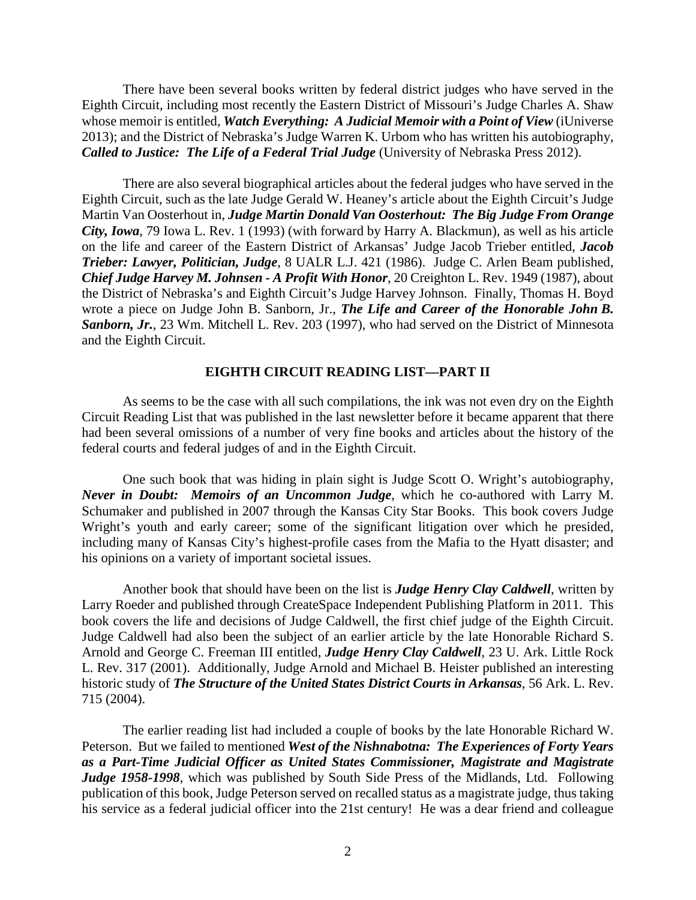There have been several books written by federal district judges who have served in the Eighth Circuit, including most recently the Eastern District of Missouri's Judge Charles A. Shaw whose memoir is entitled, ***Watch Everything: A Judicial Memoir with a Point of View*** (iUniverse 2013); and the District of Nebraska's Judge Warren K. Urbom who has written his autobiography, ***Called to Justice: The Life of a Federal Trial Judge*** (University of Nebraska Press 2012).

There are also several biographical articles about the federal judges who have served in the Eighth Circuit, such as the late Judge Gerald W. Heaney's article about the Eighth Circuit's Judge Martin Van Oosterhout in, ***Judge Martin Donald Van Oosterhout: The Big Judge From Orange City, Iowa***, 79 Iowa L. Rev. 1 (1993) (with forward by Harry A. Blackmun), as well as his article on the life and career of the Eastern District of Arkansas' Judge Jacob Trieber entitled, ***Jacob Trieber: Lawyer, Politician, Judge***, 8 UALR L.J. 421 (1986). Judge C. Arlen Beam published, ***Chief Judge Harvey M. Johnsen - A Profit With Honor***, 20 Creighton L. Rev. 1949 (1987), about the District of Nebraska's and Eighth Circuit's Judge Harvey Johnson. Finally, Thomas H. Boyd wrote a piece on Judge John B. Sanborn, Jr., ***The Life and Career of the Honorable John B. Sanborn, Jr.***, 23 Wm. Mitchell L. Rev. 203 (1997), who had served on the District of Minnesota and the Eighth Circuit.

## EIGHTH CIRCUIT READING LIST—PART II

As seems to be the case with all such compilations, the ink was not even dry on the Eighth Circuit Reading List that was published in the last newsletter before it became apparent that there had been several omissions of a number of very fine books and articles about the history of the federal courts and federal judges of and in the Eighth Circuit.

One such book that was hiding in plain sight is Judge Scott O. Wright's autobiography, ***Never in Doubt: Memoirs of an Uncommon Judge***, which he co-authored with Larry M. Schumaker and published in 2007 through the Kansas City Star Books. This book covers Judge Wright's youth and early career; some of the significant litigation over which he presided, including many of Kansas City's highest-profile cases from the Mafia to the Hyatt disaster; and his opinions on a variety of important societal issues.

Another book that should have been on the list is ***Judge Henry Clay Caldwell***, written by Larry Roeder and published through CreateSpace Independent Publishing Platform in 2011. This book covers the life and decisions of Judge Caldwell, the first chief judge of the Eighth Circuit. Judge Caldwell had also been the subject of an earlier article by the late Honorable Richard S. Arnold and George C. Freeman III entitled, ***Judge Henry Clay Caldwell***, 23 U. Ark. Little Rock L. Rev. 317 (2001). Additionally, Judge Arnold and Michael B. Heister published an interesting historic study of ***The Structure of the United States District Courts in Arkansas***, 56 Ark. L. Rev. 715 (2004).

The earlier reading list had included a couple of books by the late Honorable Richard W. Peterson. But we failed to mentioned ***West of the Nishnabotna: The Experiences of Forty Years as a Part-Time Judicial Officer as United States Commissioner, Magistrate and Magistrate Judge 1958-1998***, which was published by South Side Press of the Midlands, Ltd. Following publication of this book, Judge Peterson served on recalled status as a magistrate judge, thus taking his service as a federal judicial officer into the 21st century! He was a dear friend and colleague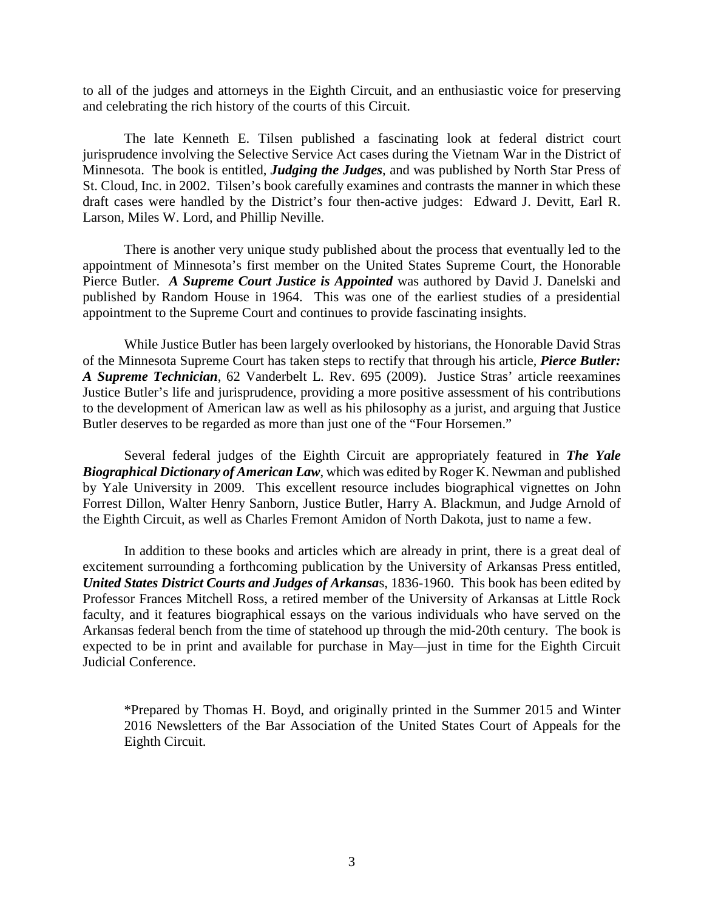to all of the judges and attorneys in the Eighth Circuit, and an enthusiastic voice for preserving and celebrating the rich history of the courts of this Circuit.

The late Kenneth E. Tilsen published a fascinating look at federal district court jurisprudence involving the Selective Service Act cases during the Vietnam War in the District of Minnesota. The book is entitled, ***Judging the Judges***, and was published by North Star Press of St. Cloud, Inc. in 2002. Tilsen's book carefully examines and contrasts the manner in which these draft cases were handled by the District's four then-active judges: Edward J. Devitt, Earl R. Larson, Miles W. Lord, and Phillip Neville.

There is another very unique study published about the process that eventually led to the appointment of Minnesota's first member on the United States Supreme Court, the Honorable Pierce Butler. ***A Supreme Court Justice is Appointed*** was authored by David J. Danelski and published by Random House in 1964. This was one of the earliest studies of a presidential appointment to the Supreme Court and continues to provide fascinating insights.

While Justice Butler has been largely overlooked by historians, the Honorable David Stras of the Minnesota Supreme Court has taken steps to rectify that through his article, ***Pierce Butler: A Supreme Technician***, 62 Vanderbelt L. Rev. 695 (2009). Justice Stras' article reexamines Justice Butler's life and jurisprudence, providing a more positive assessment of his contributions to the development of American law as well as his philosophy as a jurist, and arguing that Justice Butler deserves to be regarded as more than just one of the "Four Horsemen."

Several federal judges of the Eighth Circuit are appropriately featured in ***The Yale Biographical Dictionary of American Law***, which was edited by Roger K. Newman and published by Yale University in 2009. This excellent resource includes biographical vignettes on John Forrest Dillon, Walter Henry Sanborn, Justice Butler, Harry A. Blackmun, and Judge Arnold of the Eighth Circuit, as well as Charles Fremont Amidon of North Dakota, just to name a few.

In addition to these books and articles which are already in print, there is a great deal of excitement surrounding a forthcoming publication by the University of Arkansas Press entitled, ***United States District Courts and Judges of Arkansa***s, 1836-1960. This book has been edited by Professor Frances Mitchell Ross, a retired member of the University of Arkansas at Little Rock faculty, and it features biographical essays on the various individuals who have served on the Arkansas federal bench from the time of statehood up through the mid-20th century. The book is expected to be in print and available for purchase in May—just in time for the Eighth Circuit Judicial Conference.

*Prepared by Thomas H. Boyd, and originally printed in the Summer 2015 and Winter 2016 Newsletters of the Bar Association of the United States Court of Appeals for the Eighth Circuit.